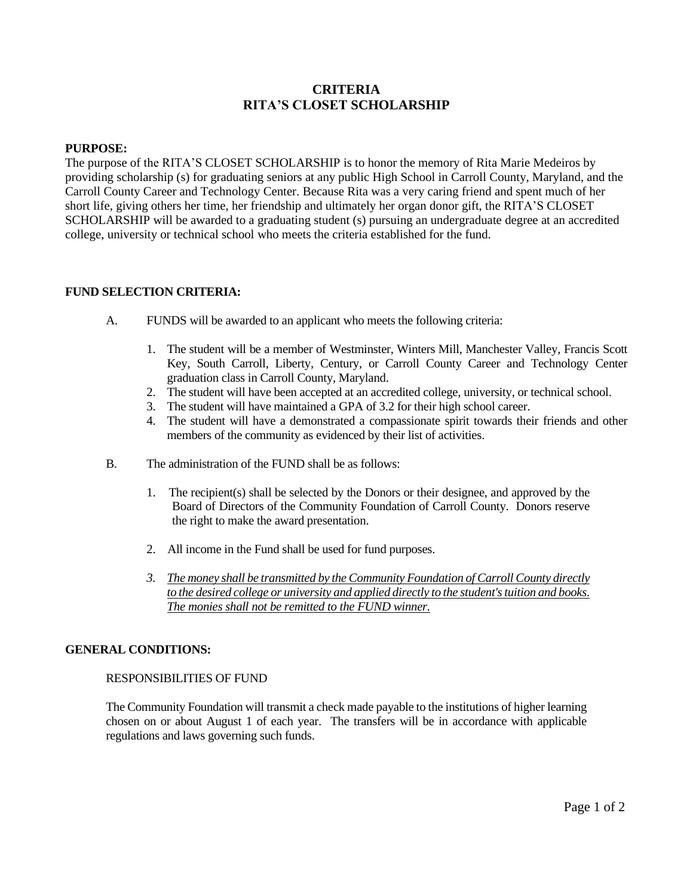# CRITERIA
# RITA'S CLOSET SCHOLARSHIP

**PURPOSE:**

The purpose of the RITA'S CLOSET SCHOLARSHIP is to honor the memory of Rita Marie Medeiros by providing scholarship (s) for graduating seniors at any public High School in Carroll County, Maryland, and the Carroll County Career and Technology Center. Because Rita was a very caring friend and spent much of her short life, giving others her time, her friendship and ultimately her organ donor gift, the RITA'S CLOSET SCHOLARSHIP will be awarded to a graduating student (s) pursuing an undergraduate degree at an accredited college, university or technical school who meets the criteria established for the fund.

**FUND SELECTION CRITERIA:**

A. FUNDS will be awarded to an applicant who meets the following criteria:

1. The student will be a member of Westminster, Winters Mill, Manchester Valley, Francis Scott Key, South Carroll, Liberty, Century, or Carroll County Career and Technology Center graduation class in Carroll County, Maryland.
2. The student will have been accepted at an accredited college, university, or technical school.
3. The student will have maintained a GPA of 3.2 for their high school career.
4. The student will have a demonstrated a compassionate spirit towards their friends and other members of the community as evidenced by their list of activities.

B. The administration of the FUND shall be as follows:

1. The recipient(s) shall be selected by the Donors or their designee, and approved by the Board of Directors of the Community Foundation of Carroll County. Donors reserve the right to make the award presentation.
2. All income in the Fund shall be used for fund purposes.
3. *The money shall be transmitted by the Community Foundation of Carroll County directly to the desired college or university and applied directly to the student's tuition and books. The monies shall not be remitted to the FUND winner.*

**GENERAL CONDITIONS:**

RESPONSIBILITIES OF FUND

The Community Foundation will transmit a check made payable to the institutions of higher learning chosen on or about August 1 of each year. The transfers will be in accordance with applicable regulations and laws governing such funds.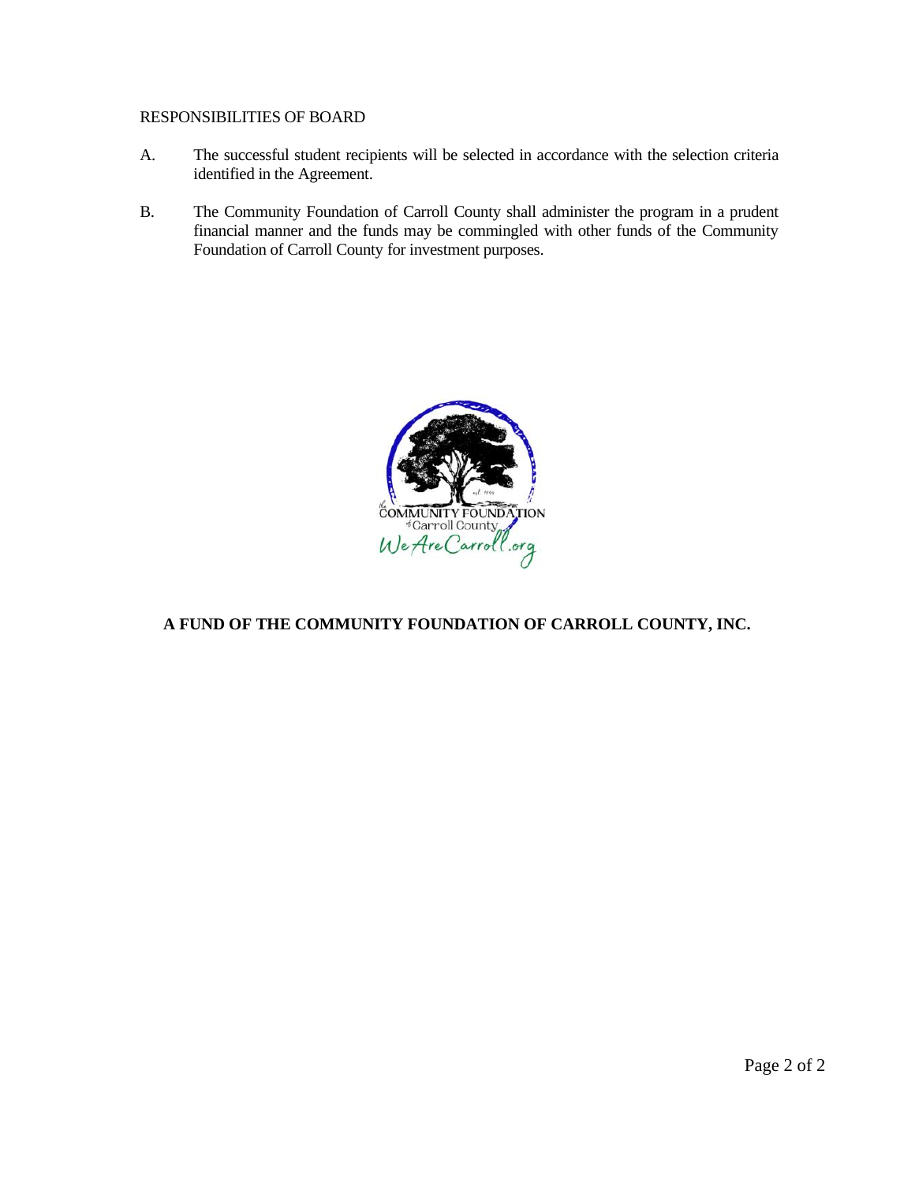RESPONSIBILITIES OF BOARD

A. The successful student recipients will be selected in accordance with the selection criteria identified in the Agreement.

B. The Community Foundation of Carroll County shall administer the program in a prudent financial manner and the funds may be commingled with other funds of the Community Foundation of Carroll County for investment purposes.

**A FUND OF THE COMMUNITY FOUNDATION OF CARROLL COUNTY, INC.**